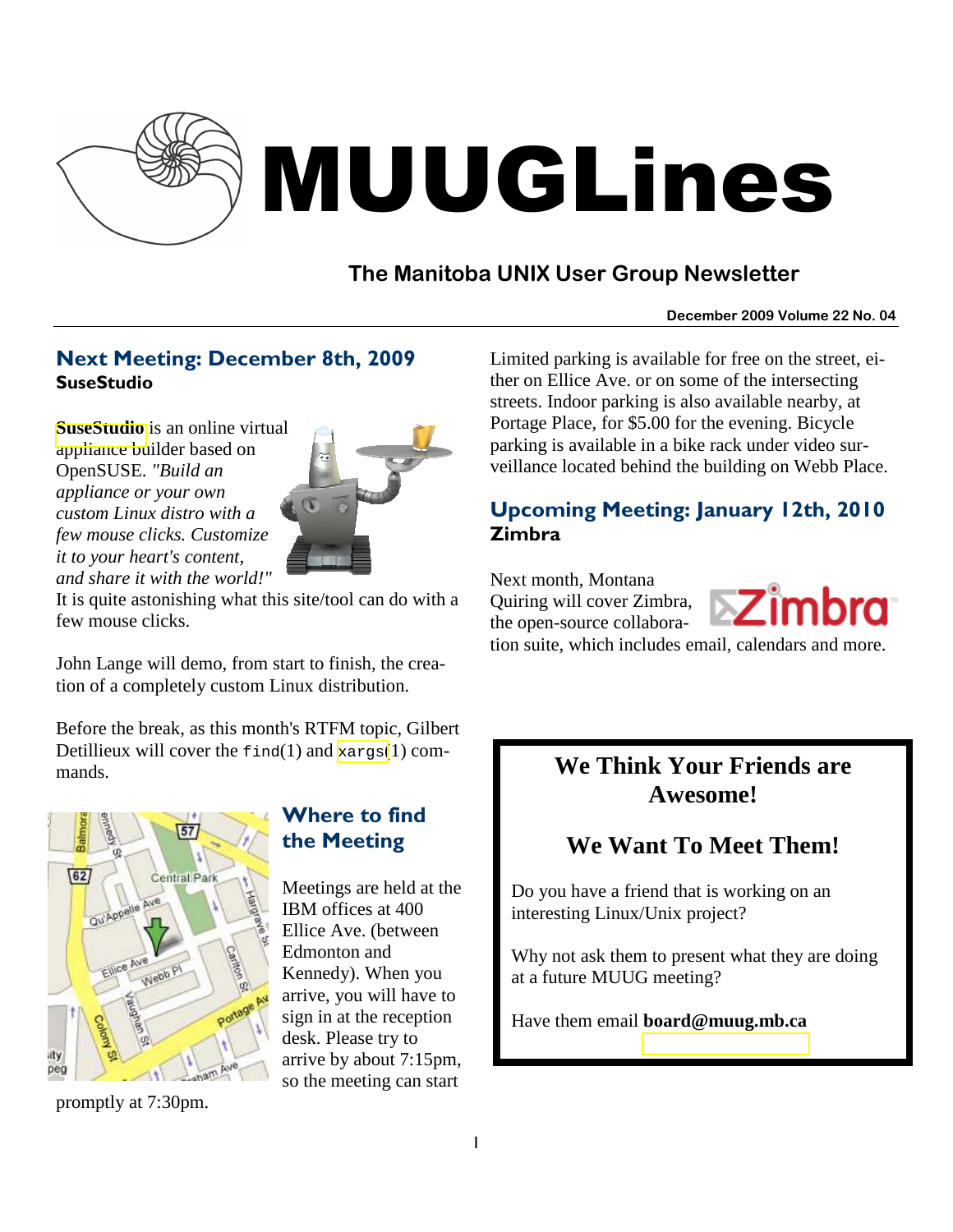# MUUGLines

## The Manitoba UNIX User Group Newsletter

**December 2009 Volume 22 No. 04**

## Next Meeting: December 8th, 2009

### SuseStudio

**SuseStudio** is an online virtual appliance builder based on OpenSUSE. *"Build an appliance or your own custom Linux distro with a few mouse clicks. Customize it to your heart's content, and share it with the world!"* It is quite astonishing what this site/tool can do with a few mouse clicks.

John Lange will demo, from start to finish, the creation of a completely custom Linux distribution.

Before the break, as this month's RTFM topic, Gilbert Detillieux will cover the `find`(1) and `xargs`(1) commands.

## Where to find the Meeting

Meetings are held at the IBM offices at 400 Ellice Ave. (between Edmonton and Kennedy). When you arrive, you will have to sign in at the reception desk. Please try to arrive by about 7:15pm, so the meeting can start promptly at 7:30pm.

Limited parking is available for free on the street, either on Ellice Ave. or on some of the intersecting streets. Indoor parking is also available nearby, at Portage Place, for $5.00 for the evening. Bicycle parking is available in a bike rack under video surveillance located behind the building on Webb Place.

## Upcoming Meeting: January 12th, 2010

### Zimbra

Next month, Montana Quiring will cover Zimbra, the open-source collaboration suite, which includes email, calendars and more.

## We Think Your Friends are Awesome!

## We Want To Meet Them!

Do you have a friend that is working on an interesting Linux/Unix project?

Why not ask them to present what they are doing at a future MUUG meeting?

Have them email **board@muug.mb.ca**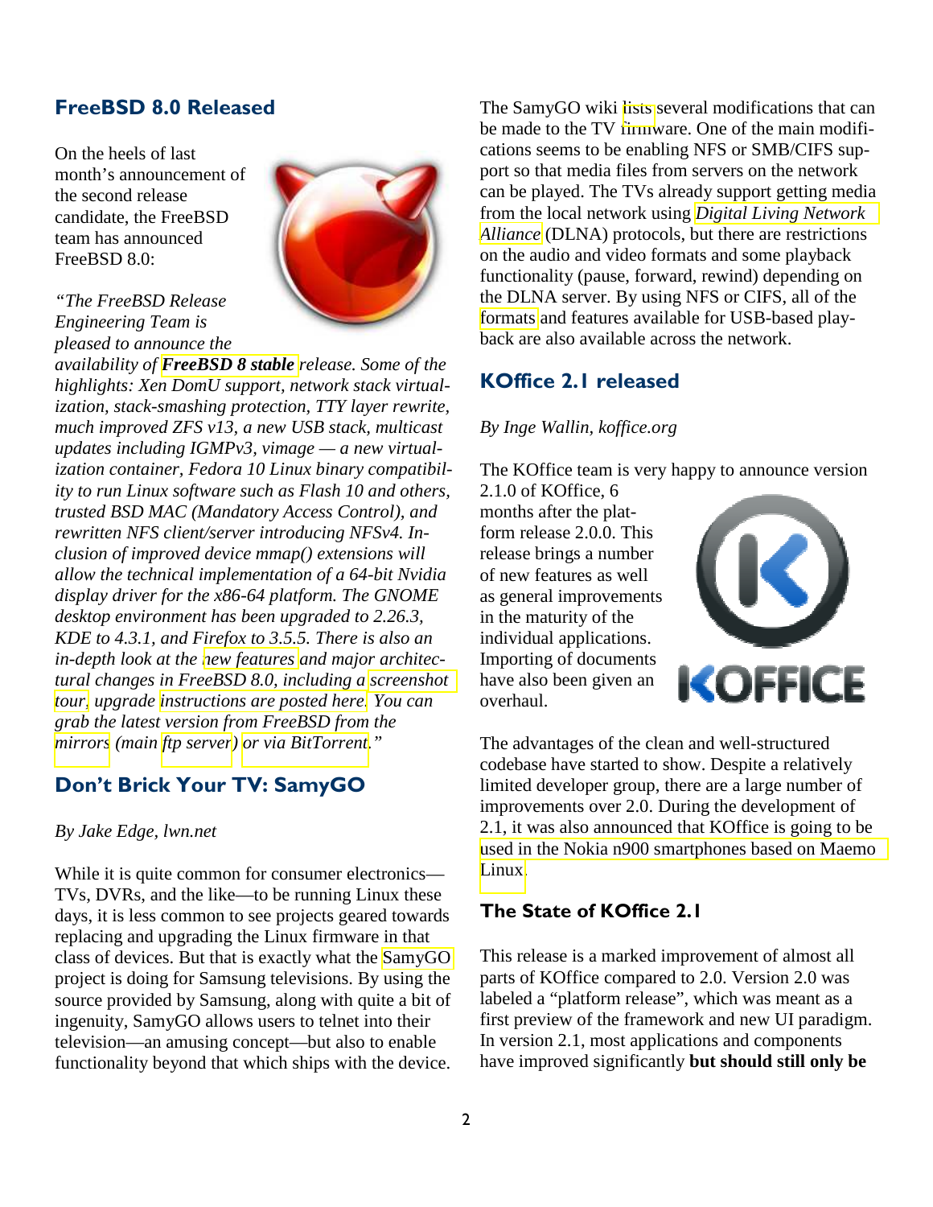## FreeBSD 8.0 Released

On the heels of last month's announcement of the second release candidate, the FreeBSD team has announced FreeBSD 8.0:

*"The FreeBSD Release Engineering Team is pleased to announce the availability of **FreeBSD 8 stable** release. Some of the highlights: Xen DomU support, network stack virtualization, stack-smashing protection, TTY layer rewrite, much improved ZFS v13, a new USB stack, multicast updates including IGMPv3, vimage — a new virtualization container, Fedora 10 Linux binary compatibility to run Linux software such as Flash 10 and others, trusted BSD MAC (Mandatory Access Control), and rewritten NFS client/server introducing NFSv4. Inclusion of improved device mmap() extensions will allow the technical implementation of a 64-bit Nvidia display driver for the x86-64 platform. The GNOME desktop environment has been upgraded to 2.26.3, KDE to 4.3.1, and Firefox to 3.5.5. There is also an in-depth look at the new features and major architectural changes in FreeBSD 8.0, including a screenshot tour, upgrade instructions are posted here. You can grab the latest version from FreeBSD from the mirrors (main ftp server) or via BitTorrent."*

## Don't Brick Your TV: SamyGO

*By Jake Edge, lwn.net*

While it is quite common for consumer electronics—TVs, DVRs, and the like—to be running Linux these days, it is less common to see projects geared towards replacing and upgrading the Linux firmware in that class of devices. But that is exactly what the SamyGO project is doing for Samsung televisions. By using the source provided by Samsung, along with quite a bit of ingenuity, SamyGO allows users to telnet into their television—an amusing concept—but also to enable functionality beyond that which ships with the device.

The SamyGO wiki lists several modifications that can be made to the TV firmware. One of the main modifications seems to be enabling NFS or SMB/CIFS support so that media files from servers on the network can be played. The TVs already support getting media from the local network using *Digital Living Network Alliance* (DLNA) protocols, but there are restrictions on the audio and video formats and some playback functionality (pause, forward, rewind) depending on the DLNA server. By using NFS or CIFS, all of the formats and features available for USB-based playback are also available across the network.

## KOffice 2.1 released

*By Inge Wallin, koffice.org*

The KOffice team is very happy to announce version 2.1.0 of KOffice, 6 months after the platform release 2.0.0. This release brings a number of new features as well as general improvements in the maturity of the individual applications. Importing of documents have also been given an overhaul.

The advantages of the clean and well-structured codebase have started to show. Despite a relatively limited developer group, there are a large number of improvements over 2.0. During the development of 2.1, it was also announced that KOffice is going to be used in the Nokia n900 smartphones based on Maemo Linux.

### The State of KOffice 2.1

This release is a marked improvement of almost all parts of KOffice compared to 2.0. Version 2.0 was labeled a "platform release", which was meant as a first preview of the framework and new UI paradigm. In version 2.1, most applications and components have improved significantly **but should still only be**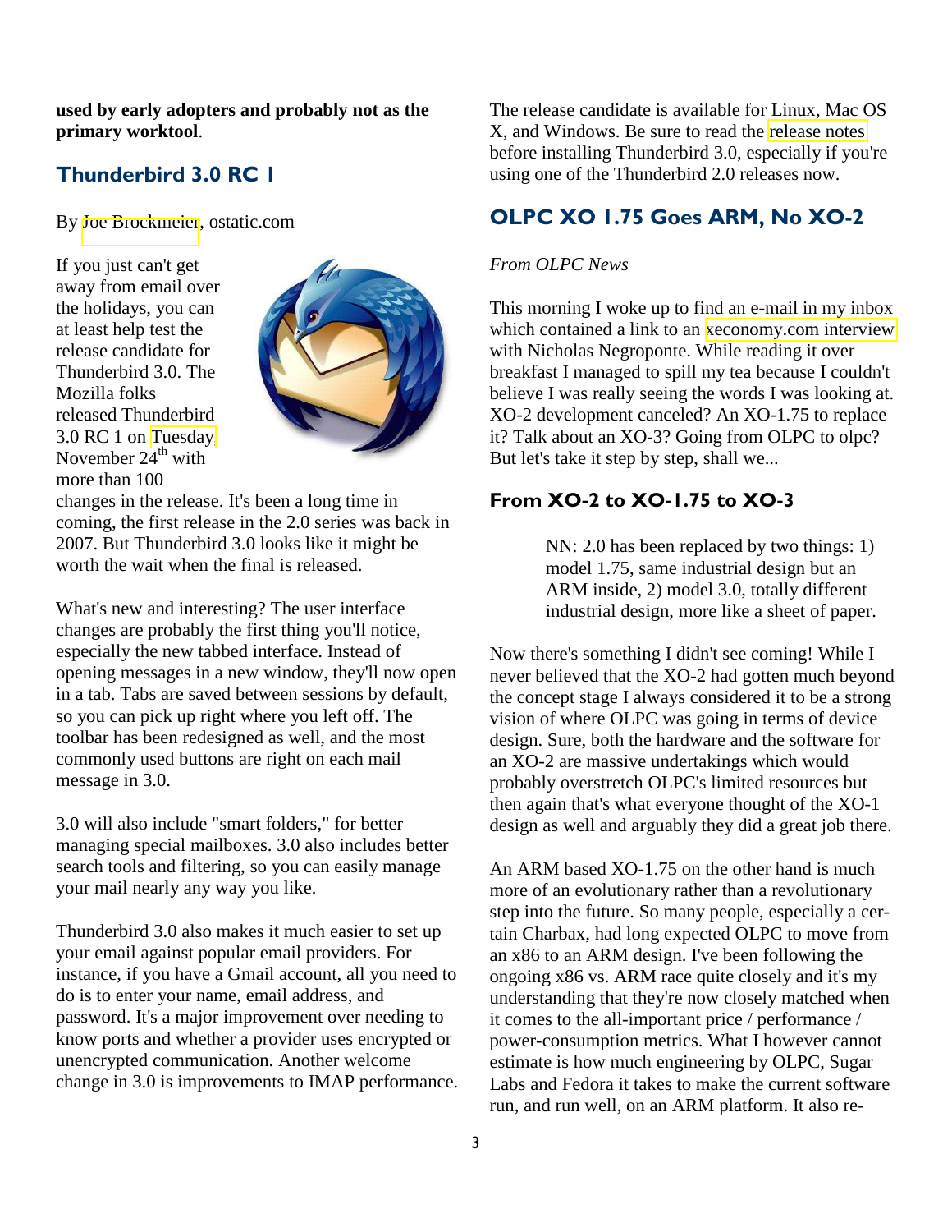**used by early adopters and probably not as the primary worktool**.

## Thunderbird 3.0 RC 1

By Joe Brockmeier, ostatic.com

If you just can't get away from email over the holidays, you can at least help test the release candidate for Thunderbird 3.0. The Mozilla folks released Thunderbird 3.0 RC 1 on Tuesday, November 24th with more than 100 changes in the release. It's been a long time in coming, the first release in the 2.0 series was back in 2007. But Thunderbird 3.0 looks like it might be worth the wait when the final is released.

What's new and interesting? The user interface changes are probably the first thing you'll notice, especially the new tabbed interface. Instead of opening messages in a new window, they'll now open in a tab. Tabs are saved between sessions by default, so you can pick up right where you left off. The toolbar has been redesigned as well, and the most commonly used buttons are right on each mail message in 3.0.

3.0 will also include "smart folders," for better managing special mailboxes. 3.0 also includes better search tools and filtering, so you can easily manage your mail nearly any way you like.

Thunderbird 3.0 also makes it much easier to set up your email against popular email providers. For instance, if you have a Gmail account, all you need to do is to enter your name, email address, and password. It's a major improvement over needing to know ports and whether a provider uses encrypted or unencrypted communication. Another welcome change in 3.0 is improvements to IMAP performance.

The release candidate is available for Linux, Mac OS X, and Windows. Be sure to read the release notes before installing Thunderbird 3.0, especially if you're using one of the Thunderbird 2.0 releases now.

## OLPC XO 1.75 Goes ARM, No XO-2

*From OLPC News*

This morning I woke up to find an e-mail in my inbox which contained a link to an xeconomy.com interview with Nicholas Negroponte. While reading it over breakfast I managed to spill my tea because I couldn't believe I was really seeing the words I was looking at. XO-2 development canceled? An XO-1.75 to replace it? Talk about an XO-3? Going from OLPC to olpc? But let's take it step by step, shall we...

### From XO-2 to XO-1.75 to XO-3

> NN: 2.0 has been replaced by two things: 1) model 1.75, same industrial design but an ARM inside, 2) model 3.0, totally different industrial design, more like a sheet of paper.

Now there's something I didn't see coming! While I never believed that the XO-2 had gotten much beyond the concept stage I always considered it to be a strong vision of where OLPC was going in terms of device design. Sure, both the hardware and the software for an XO-2 are massive undertakings which would probably overstretch OLPC's limited resources but then again that's what everyone thought of the XO-1 design as well and arguably they did a great job there.

An ARM based XO-1.75 on the other hand is much more of an evolutionary rather than a revolutionary step into the future. So many people, especially a certain Charbax, had long expected OLPC to move from an x86 to an ARM design. I've been following the ongoing x86 vs. ARM race quite closely and it's my understanding that they're now closely matched when it comes to the all-important price / performance / power-consumption metrics. What I however cannot estimate is how much engineering by OLPC, Sugar Labs and Fedora it takes to make the current software run, and run well, on an ARM platform. It also re-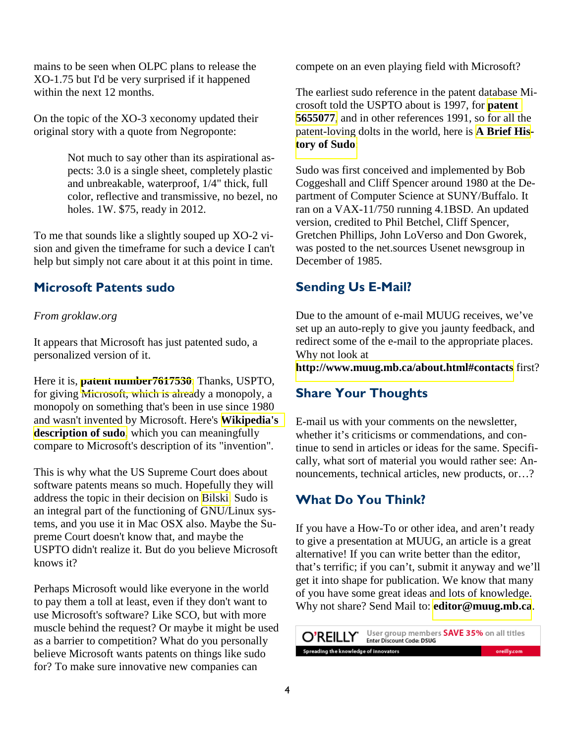mains to be seen when OLPC plans to release the XO-1.75 but I'd be very surprised if it happened within the next 12 months.

On the topic of the XO-3 xeconomy updated their original story with a quote from Negroponte:

> Not much to say other than its aspirational aspects: 3.0 is a single sheet, completely plastic and unbreakable, waterproof, 1/4" thick, full color, reflective and transmissive, no bezel, no holes. 1W. $75, ready in 2012.

To me that sounds like a slightly souped up XO-2 vision and given the timeframe for such a device I can't help but simply not care about it at this point in time.

## Microsoft Patents sudo

*From groklaw.org*

It appears that Microsoft has just patented sudo, a personalized version of it.

Here it is, **patent number7617530**. Thanks, USPTO, for giving Microsoft, which is already a monopoly, a monopoly on something that's been in use since 1980 and wasn't invented by Microsoft. Here's **Wikipedia's description of sudo**, which you can meaningfully compare to Microsoft's description of its "invention".

This is why what the US Supreme Court does about software patents means so much. Hopefully they will address the topic in their decision on Bilski. Sudo is an integral part of the functioning of GNU/Linux systems, and you use it in Mac OSX also. Maybe the Supreme Court doesn't know that, and maybe the USPTO didn't realize it. But do you believe Microsoft knows it?

Perhaps Microsoft would like everyone in the world to pay them a toll at least, even if they don't want to use Microsoft's software? Like SCO, but with more muscle behind the request? Or maybe it might be used as a barrier to competition? What do you personally believe Microsoft wants patents on things like sudo for? To make sure innovative new companies can compete on an even playing field with Microsoft?

The earliest sudo reference in the patent database Microsoft told the USPTO about is 1997, for **patent 5655077**, and in other references 1991, so for all the patent-loving dolts in the world, here is **A Brief History of Sudo**:

Sudo was first conceived and implemented by Bob Coggeshall and Cliff Spencer around 1980 at the Department of Computer Science at SUNY/Buffalo. It ran on a VAX-11/750 running 4.1BSD. An updated version, credited to Phil Betchel, Cliff Spencer, Gretchen Phillips, John LoVerso and Don Gworek, was posted to the net.sources Usenet newsgroup in December of 1985.

## Sending Us E-Mail?

Due to the amount of e-mail MUUG receives, we've set up an auto-reply to give you jaunty feedback, and redirect some of the e-mail to the appropriate places. Why not look at **http://www.muug.mb.ca/about.html#contacts** first?

## Share Your Thoughts

E-mail us with your comments on the newsletter, whether it's criticisms or commendations, and continue to send in articles or ideas for the same. Specifically, what sort of material you would rather see: Announcements, technical articles, new products, or…?

## What Do You Think?

If you have a How-To or other idea, and aren't ready to give a presentation at MUUG, an article is a great alternative! If you can write better than the editor, that's terrific; if you can't, submit it anyway and we'll get it into shape for publication. We know that many of you have some great ideas and lots of knowledge. Why not share? Send Mail to: **editor@muug.mb.ca**.

O'REILLY — User group members **SAVE 35%** on all titles. Enter Discount Code: DSUG

Spreading the knowledge of innovators — oreilly.com